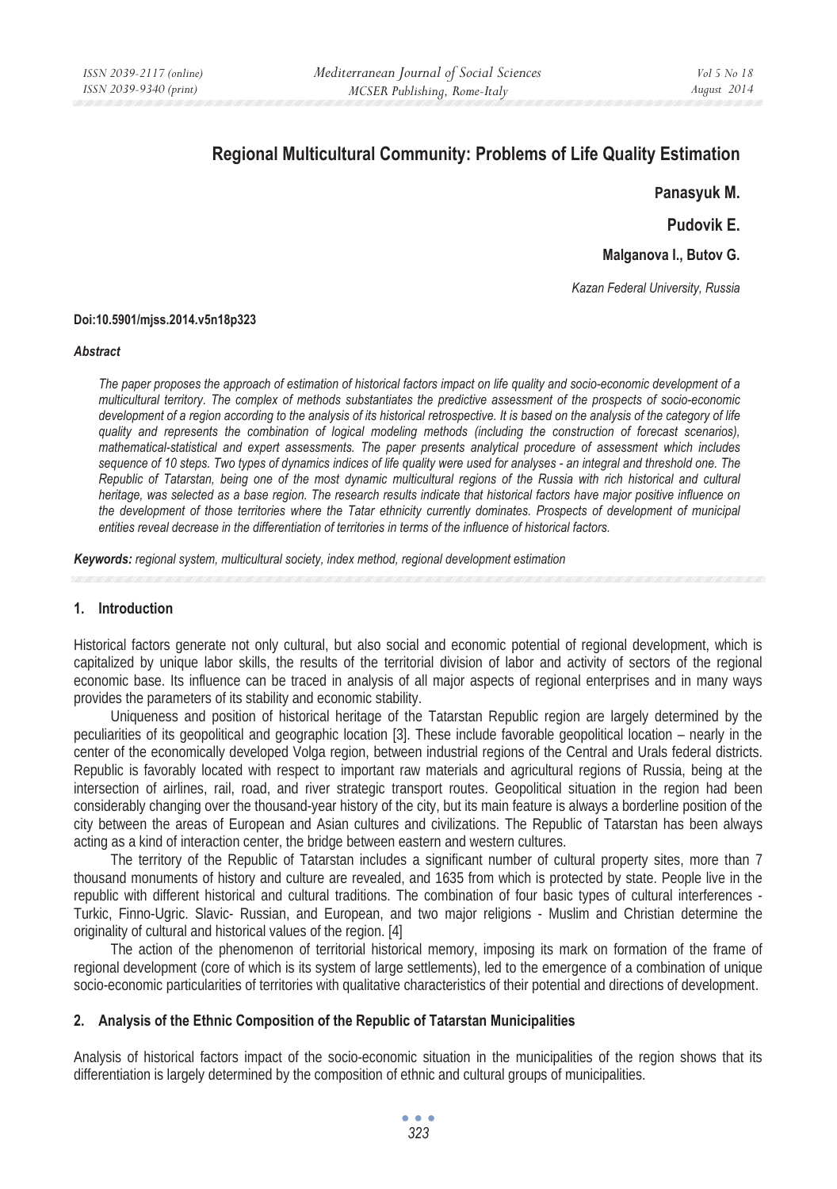# Regional Multicultural Community: Problems of Life Quality Estimation

**Panasyuk M.**

**Pudovik E.**

**Malganova I., Butov G.**

*Kazan Federal University, Russia*

**Doi:10.5901/mjss.2014.v5n18p323**

***Abstract***

*The paper proposes the approach of estimation of historical factors impact on life quality and socio-economic development of a multicultural territory. The complex of methods substantiates the predictive assessment of the prospects of socio-economic development of a region according to the analysis of its historical retrospective. It is based on the analysis of the category of life quality and represents the combination of logical modeling methods (including the construction of forecast scenarios), mathematical-statistical and expert assessments. The paper presents analytical procedure of assessment which includes sequence of 10 steps. Two types of dynamics indices of life quality were used for analyses - an integral and threshold one. The Republic of Tatarstan, being one of the most dynamic multicultural regions of the Russia with rich historical and cultural heritage, was selected as a base region. The research results indicate that historical factors have major positive influence on the development of those territories where the Tatar ethnicity currently dominates. Prospects of development of municipal entities reveal decrease in the differentiation of territories in terms of the influence of historical factors.*

***Keywords:*** *regional system, multicultural society, index method, regional development estimation*

## 1. Introduction

Historical factors generate not only cultural, but also social and economic potential of regional development, which is capitalized by unique labor skills, the results of the territorial division of labor and activity of sectors of the regional economic base. Its influence can be traced in analysis of all major aspects of regional enterprises and in many ways provides the parameters of its stability and economic stability.

Uniqueness and position of historical heritage of the Tatarstan Republic region are largely determined by the peculiarities of its geopolitical and geographic location [3]. These include favorable geopolitical location – nearly in the center of the economically developed Volga region, between industrial regions of the Central and Urals federal districts. Republic is favorably located with respect to important raw materials and agricultural regions of Russia, being at the intersection of airlines, rail, road, and river strategic transport routes. Geopolitical situation in the region had been considerably changing over the thousand-year history of the city, but its main feature is always a borderline position of the city between the areas of European and Asian cultures and civilizations. The Republic of Tatarstan has been always acting as a kind of interaction center, the bridge between eastern and western cultures.

The territory of the Republic of Tatarstan includes a significant number of cultural property sites, more than 7 thousand monuments of history and culture are revealed, and 1635 from which is protected by state. People live in the republic with different historical and cultural traditions. The combination of four basic types of cultural interferences - Turkic, Finno-Ugric. Slavic- Russian, and European, and two major religions - Muslim and Christian determine the originality of cultural and historical values of the region. [4]

The action of the phenomenon of territorial historical memory, imposing its mark on formation of the frame of regional development (core of which is its system of large settlements), led to the emergence of a combination of unique socio-economic particularities of territories with qualitative characteristics of their potential and directions of development.

## 2. Analysis of the Ethnic Composition of the Republic of Tatarstan Municipalities

Analysis of historical factors impact of the socio-economic situation in the municipalities of the region shows that its differentiation is largely determined by the composition of ethnic and cultural groups of municipalities.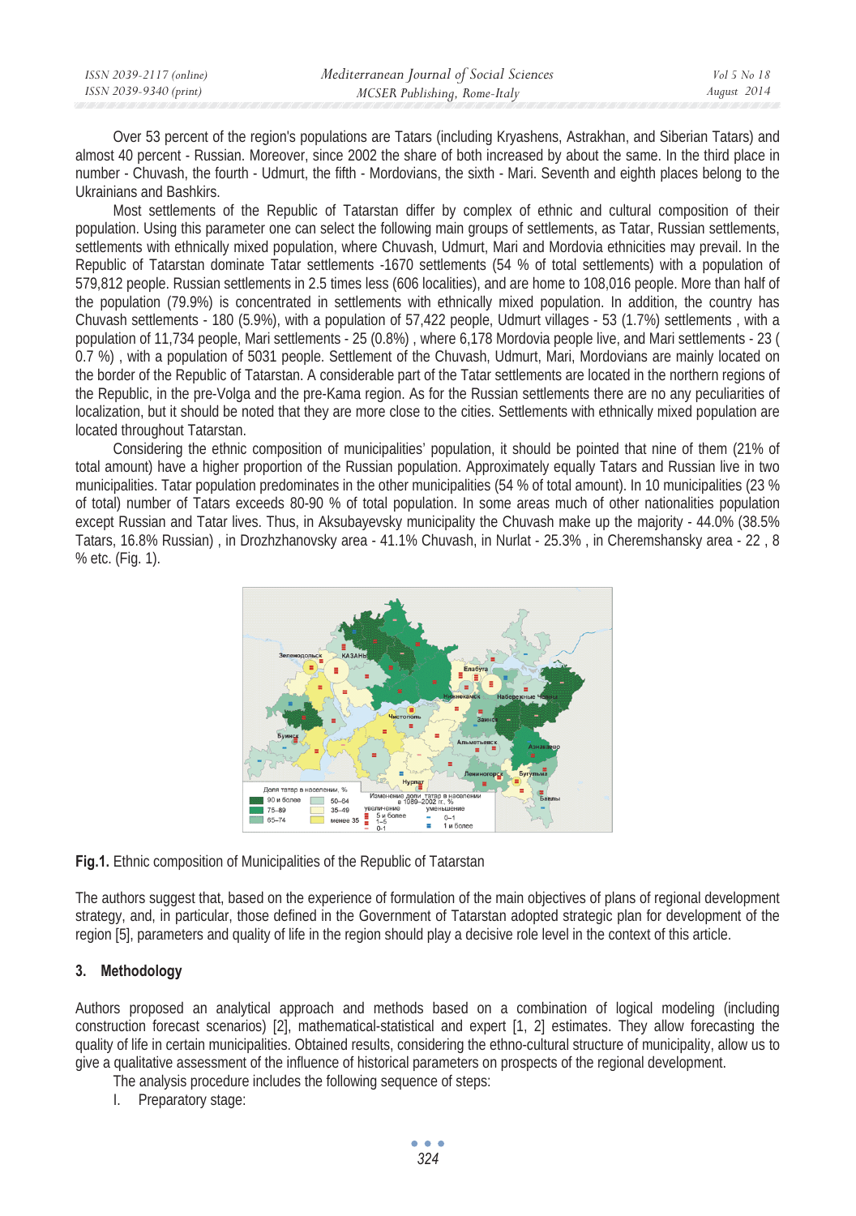Over 53 percent of the region's populations are Tatars (including Kryashens, Astrakhan, and Siberian Tatars) and almost 40 percent - Russian. Moreover, since 2002 the share of both increased by about the same. In the third place in number - Chuvash, the fourth - Udmurt, the fifth - Mordovians, the sixth - Mari. Seventh and eighth places belong to the Ukrainians and Bashkirs.

Most settlements of the Republic of Tatarstan differ by complex of ethnic and cultural composition of their population. Using this parameter one can select the following main groups of settlements, as Tatar, Russian settlements, settlements with ethnically mixed population, where Chuvash, Udmurt, Mari and Mordovia ethnicities may prevail. In the Republic of Tatarstan dominate Tatar settlements -1670 settlements (54 % of total settlements) with a population of 579,812 people. Russian settlements in 2.5 times less (606 localities), and are home to 108,016 people. More than half of the population (79.9%) is concentrated in settlements with ethnically mixed population. In addition, the country has Chuvash settlements - 180 (5.9%), with a population of 57,422 people, Udmurt villages - 53 (1.7%) settlements , with a population of 11,734 people, Mari settlements - 25 (0.8%) , where 6,178 Mordovia people live, and Mari settlements - 23 ( 0.7 %) , with a population of 5031 people. Settlement of the Chuvash, Udmurt, Mari, Mordovians are mainly located on the border of the Republic of Tatarstan. A considerable part of the Tatar settlements are located in the northern regions of the Republic, in the pre-Volga and the pre-Kama region. As for the Russian settlements there are no any peculiarities of localization, but it should be noted that they are more close to the cities. Settlements with ethnically mixed population are located throughout Tatarstan.

Considering the ethnic composition of municipalities' population, it should be pointed that nine of them (21% of total amount) have a higher proportion of the Russian population. Approximately equally Tatars and Russian live in two municipalities. Tatar population predominates in the other municipalities (54 % of total amount). In 10 municipalities (23 % of total) number of Tatars exceeds 80-90 % of total population. In some areas much of other nationalities population except Russian and Tatar lives. Thus, in Aksubayevsky municipality the Chuvash make up the majority - 44.0% (38.5% Tatars, 16.8% Russian) , in Drozhzhanovsky area - 41.1% Chuvash, in Nurlat - 25.3% , in Cheremshansky area - 22 , 8 % etc. (Fig. 1).

**Fig.1.** Ethnic composition of Municipalities of the Republic of Tatarstan

The authors suggest that, based on the experience of formulation of the main objectives of plans of regional development strategy, and, in particular, those defined in the Government of Tatarstan adopted strategic plan for development of the region [5], parameters and quality of life in the region should play a decisive role level in the context of this article.

## 3. Methodology

Authors proposed an analytical approach and methods based on a combination of logical modeling (including construction forecast scenarios) [2], mathematical-statistical and expert [1, 2] estimates. They allow forecasting the quality of life in certain municipalities. Obtained results, considering the ethno-cultural structure of municipality, allow us to give a qualitative assessment of the influence of historical parameters on prospects of the regional development.

The analysis procedure includes the following sequence of steps:

I. Preparatory stage: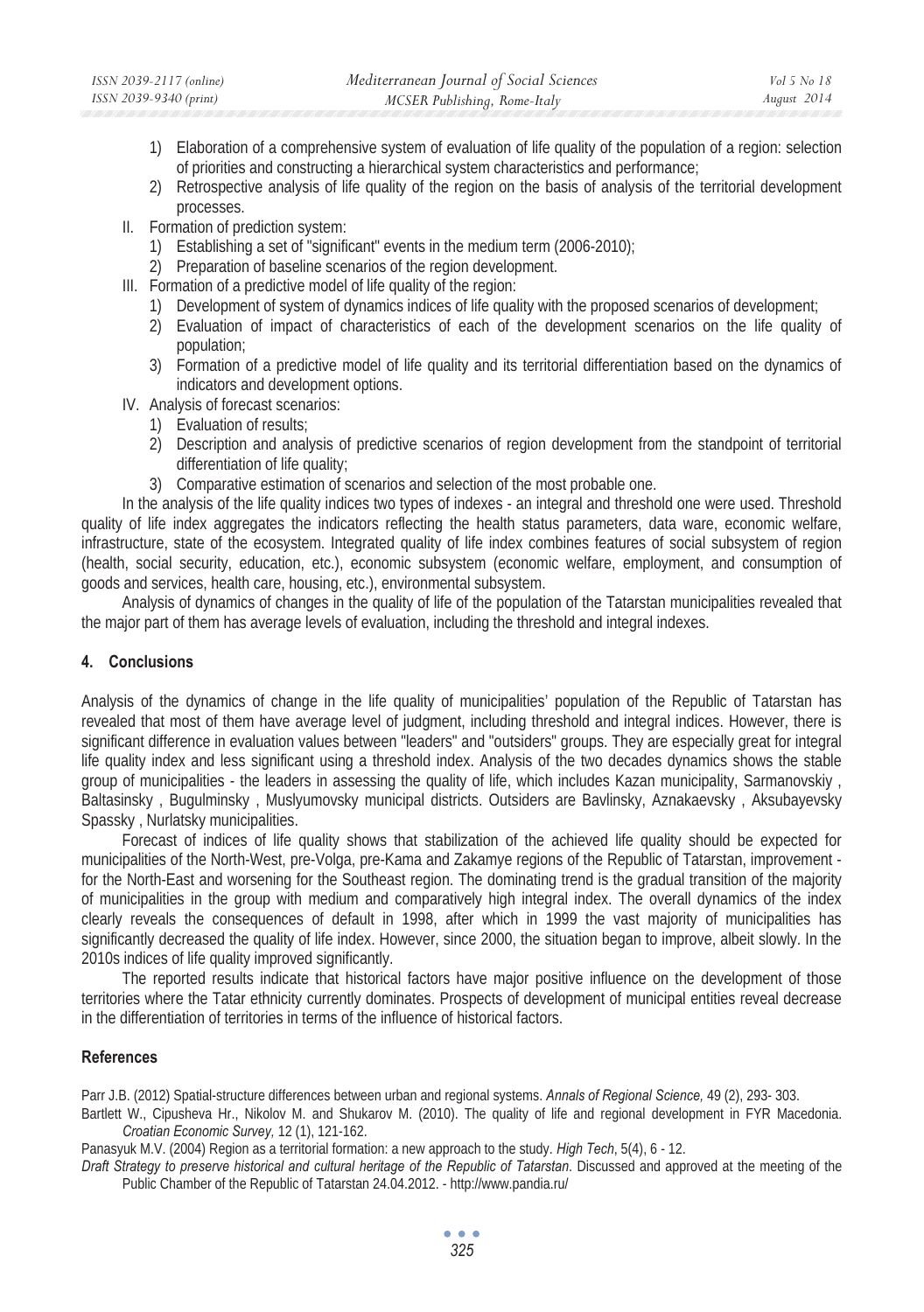1) Elaboration of a comprehensive system of evaluation of life quality of the population of a region: selection of priorities and constructing a hierarchical system characteristics and performance;
   2) Retrospective analysis of life quality of the region on the basis of analysis of the territorial development processes.

II. Formation of prediction system:
   1) Establishing a set of "significant" events in the medium term (2006-2010);
   2) Preparation of baseline scenarios of the region development.

III. Formation of a predictive model of life quality of the region:
   1) Development of system of dynamics indices of life quality with the proposed scenarios of development;
   2) Evaluation of impact of characteristics of each of the development scenarios on the life quality of population;
   3) Formation of a predictive model of life quality and its territorial differentiation based on the dynamics of indicators and development options.

IV. Analysis of forecast scenarios:
   1) Evaluation of results;
   2) Description and analysis of predictive scenarios of region development from the standpoint of territorial differentiation of life quality;
   3) Comparative estimation of scenarios and selection of the most probable one.

In the analysis of the life quality indices two types of indexes - an integral and threshold one were used. Threshold quality of life index aggregates the indicators reflecting the health status parameters, data ware, economic welfare, infrastructure, state of the ecosystem. Integrated quality of life index combines features of social subsystem of region (health, social security, education, etc.), economic subsystem (economic welfare, employment, and consumption of goods and services, health care, housing, etc.), environmental subsystem.

Analysis of dynamics of changes in the quality of life of the population of the Tatarstan municipalities revealed that the major part of them has average levels of evaluation, including the threshold and integral indexes.

## 4. Conclusions

Analysis of the dynamics of change in the life quality of municipalities' population of the Republic of Tatarstan has revealed that most of them have average level of judgment, including threshold and integral indices. However, there is significant difference in evaluation values between "leaders" and "outsiders" groups. They are especially great for integral life quality index and less significant using a threshold index. Analysis of the two decades dynamics shows the stable group of municipalities - the leaders in assessing the quality of life, which includes Kazan municipality, Sarmanovskiy , Baltasinsky , Bugulminsky , Muslyumovsky municipal districts. Outsiders are Bavlinsky, Aznakaevsky , Aksubayevsky Spassky , Nurlatsky municipalities.

Forecast of indices of life quality shows that stabilization of the achieved life quality should be expected for municipalities of the North-West, pre-Volga, pre-Kama and Zakamye regions of the Republic of Tatarstan, improvement - for the North-East and worsening for the Southeast region. The dominating trend is the gradual transition of the majority of municipalities in the group with medium and comparatively high integral index. The overall dynamics of the index clearly reveals the consequences of default in 1998, after which in 1999 the vast majority of municipalities has significantly decreased the quality of life index. However, since 2000, the situation began to improve, albeit slowly. In the 2010s indices of life quality improved significantly.

The reported results indicate that historical factors have major positive influence on the development of those territories where the Tatar ethnicity currently dominates. Prospects of development of municipal entities reveal decrease in the differentiation of territories in terms of the influence of historical factors.

## References

Parr J.B. (2012) Spatial-structure differences between urban and regional systems. *Annals of Regional Science,* 49 (2), 293- 303.

Bartlett W., Cipusheva Hr., Nikolov M. and Shukarov M. (2010). The quality of life and regional development in FYR Macedonia. *Croatian Economic Survey,* 12 (1), 121-162.

Panasyuk M.V. (2004) Region as a territorial formation: a new approach to the study. *High Tech*, 5(4), 6 - 12.

*Draft Strategy to preserve historical and cultural heritage of the Republic of Tatarstan*. Discussed and approved at the meeting of the Public Chamber of the Republic of Tatarstan 24.04.2012. - http://www.pandia.ru/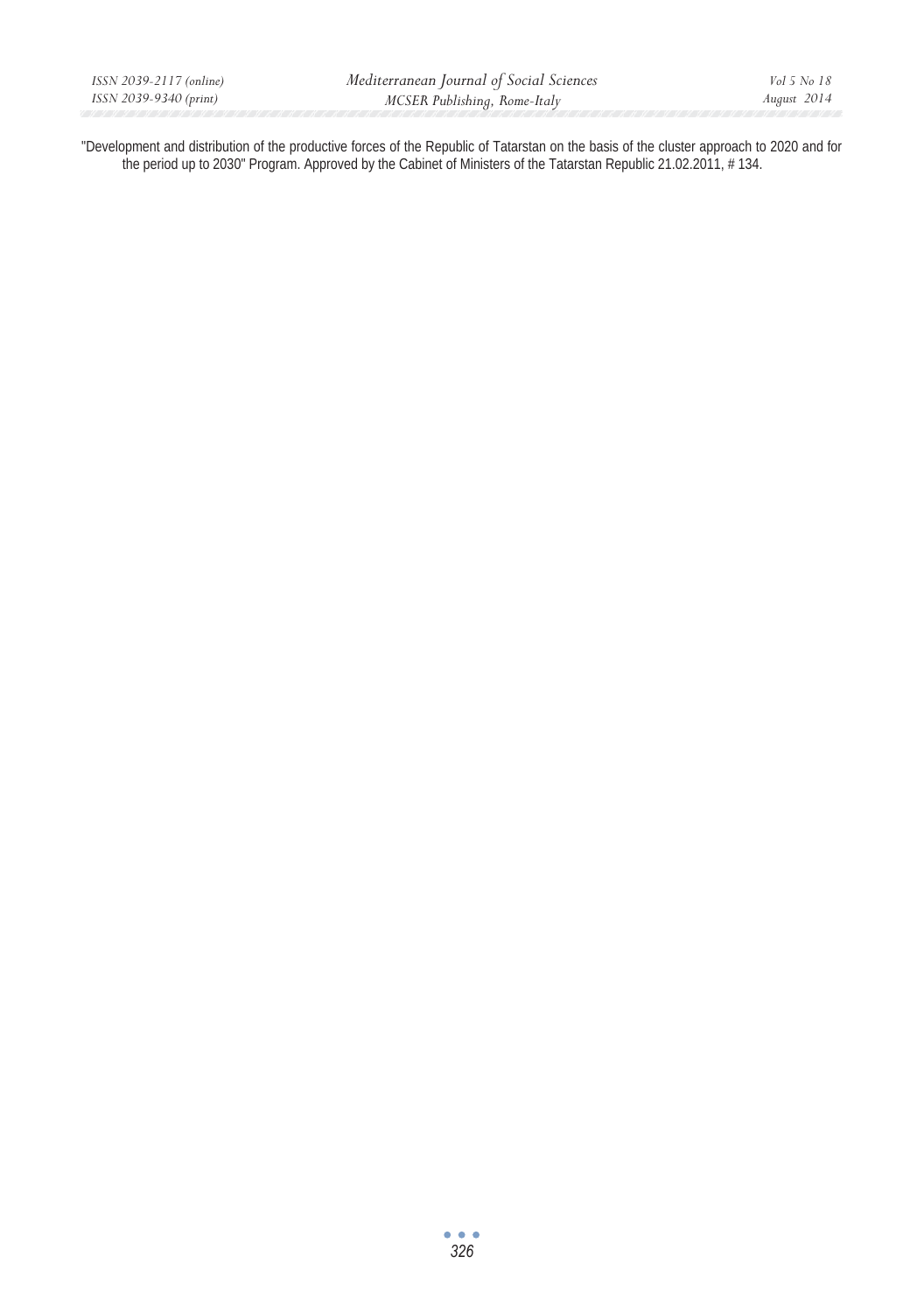"Development and distribution of the productive forces of the Republic of Tatarstan on the basis of the cluster approach to 2020 and for the period up to 2030" Program. Approved by the Cabinet of Ministers of the Tatarstan Republic 21.02.2011, # 134.